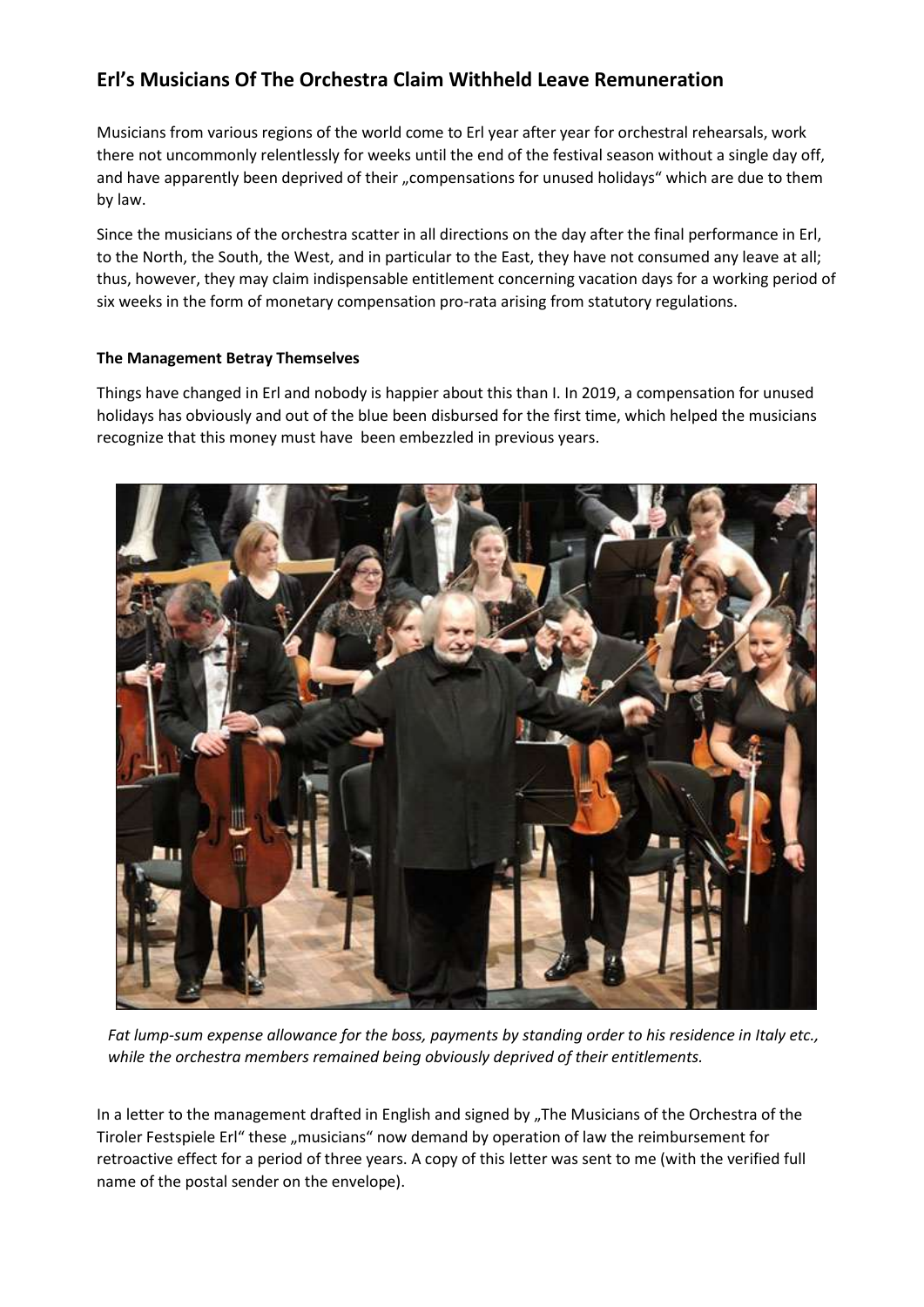# Erl's Musicians Of The Orchestra Claim Withheld Leave Remuneration

Musicians from various regions of the world come to Erl year after year for orchestral rehearsals, work there not uncommonly relentlessly for weeks until the end of the festival season without a single day off, and have apparently been deprived of their „compensations for unused holidays" which are due to them by law.

Since the musicians of the orchestra scatter in all directions on the day after the final performance in Erl, to the North, the South, the West, and in particular to the East, they have not consumed any leave at all; thus, however, they may claim indispensable entitlement concerning vacation days for a working period of six weeks in the form of monetary compensation pro-rata arising from statutory regulations.

**The Management Betray Themselves**

Things have changed in Erl and nobody is happier about this than I. In 2019, a compensation for unused holidays has obviously and out of the blue been disbursed for the first time, which helped the musicians recognize that this money must have been embezzled in previous years.

*Fat lump-sum expense allowance for the boss, payments by standing order to his residence in Italy etc., while the orchestra members remained being obviously deprived of their entitlements.*

In a letter to the management drafted in English and signed by „The Musicians of the Orchestra of the Tiroler Festspiele Erl" these „musicians" now demand by operation of law the reimbursement for retroactive effect for a period of three years. A copy of this letter was sent to me (with the verified full name of the postal sender on the envelope).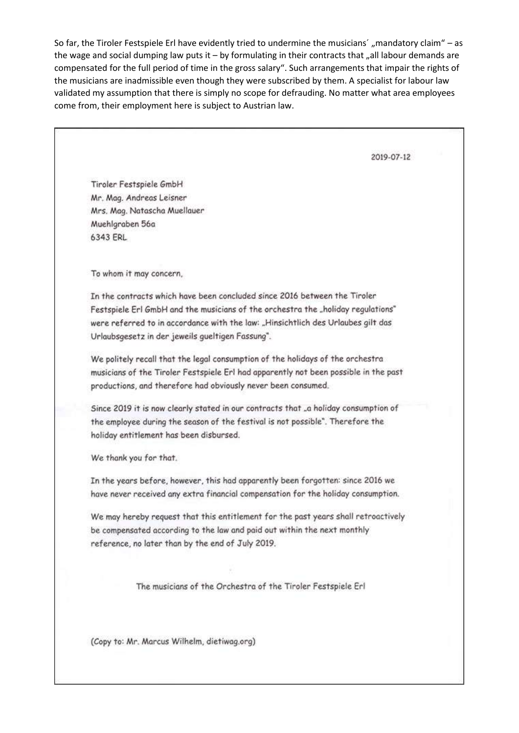So far, the Tiroler Festspiele Erl have evidently tried to undermine the musicians´ „mandatory claim" – as the wage and social dumping law puts it – by formulating in their contracts that „all labour demands are compensated for the full period of time in the gross salary". Such arrangements that impair the rights of the musicians are inadmissible even though they were subscribed by them. A specialist for labour law validated my assumption that there is simply no scope for defrauding. No matter what area employees come from, their employment here is subject to Austrian law.

2019-07-12

Tiroler Festspiele GmbH
Mr. Mag. Andreas Leisner
Mrs. Mag. Natascha Muellauer
Muehlgraben 56a
6343 ERL

To whom it may concern,

In the contracts which have been concluded since 2016 between the Tiroler Festspiele Erl GmbH and the musicians of the orchestra the „holiday regulations" were referred to in accordance with the law: „Hinsichtlich des Urlaubes gilt das Urlaubsgesetz in der jeweils gueltigen Fassung".

We politely recall that the legal consumption of the holidays of the orchestra musicians of the Tiroler Festspiele Erl had apparently not been possible in the past productions, and therefore had obviously never been consumed.

Since 2019 it is now clearly stated in our contracts that „a holiday consumption of the employee during the season of the festival is not possible". Therefore the holiday entitlement has been disbursed.

We thank you for that.

In the years before, however, this had apparently been forgotten: since 2016 we have never received any extra financial compensation for the holiday consumption.

We may hereby request that this entitlement for the past years shall retroactively be compensated according to the law and paid out within the next monthly reference, no later than by the end of July 2019.

The musicians of the Orchestra of the Tiroler Festspiele Erl

(Copy to: Mr. Marcus Wilhelm, dietiwag.org)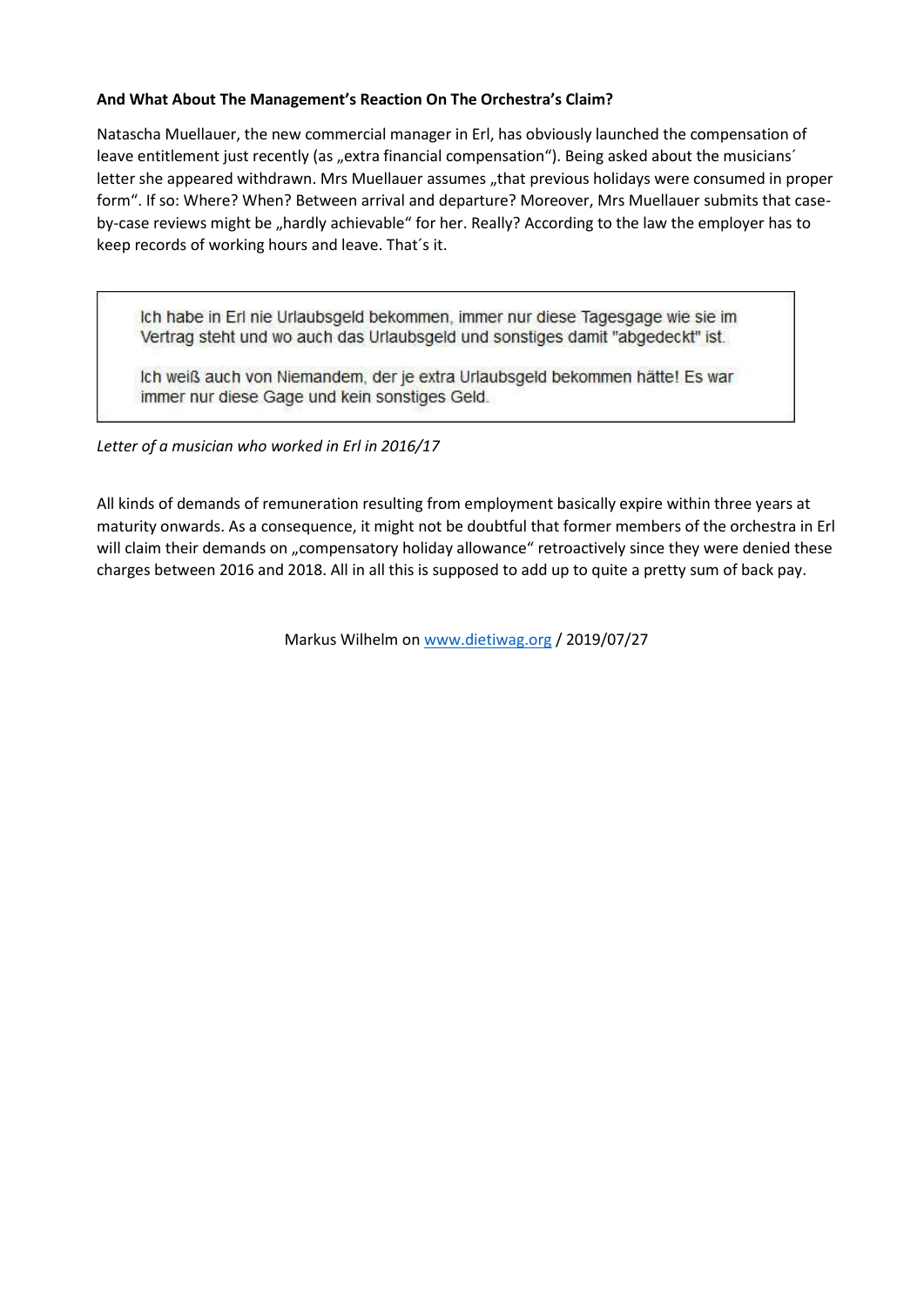**And What About The Management's Reaction On The Orchestra's Claim?**

Natascha Muellauer, the new commercial manager in Erl, has obviously launched the compensation of leave entitlement just recently (as „extra financial compensation"). Being asked about the musicians´ letter she appeared withdrawn. Mrs Muellauer assumes „that previous holidays were consumed in proper form". If so: Where? When? Between arrival and departure? Moreover, Mrs Muellauer submits that case-by-case reviews might be „hardly achievable" for her. Really? According to the law the employer has to keep records of working hours and leave. That´s it.

> Ich habe in Erl nie Urlaubsgeld bekommen, immer nur diese Tagesgage wie sie im Vertrag steht und wo auch das Urlaubsgeld und sonstiges damit "abgedeckt" ist.
>
> Ich weiß auch von Niemandem, der je extra Urlaubsgeld bekommen hätte! Es war immer nur diese Gage und kein sonstiges Geld.

*Letter of a musician who worked in Erl in 2016/17*

All kinds of demands of remuneration resulting from employment basically expire within three years at maturity onwards. As a consequence, it might not be doubtful that former members of the orchestra in Erl will claim their demands on „compensatory holiday allowance" retroactively since they were denied these charges between 2016 and 2018. All in all this is supposed to add up to quite a pretty sum of back pay.

Markus Wilhelm on www.dietiwag.org / 2019/07/27